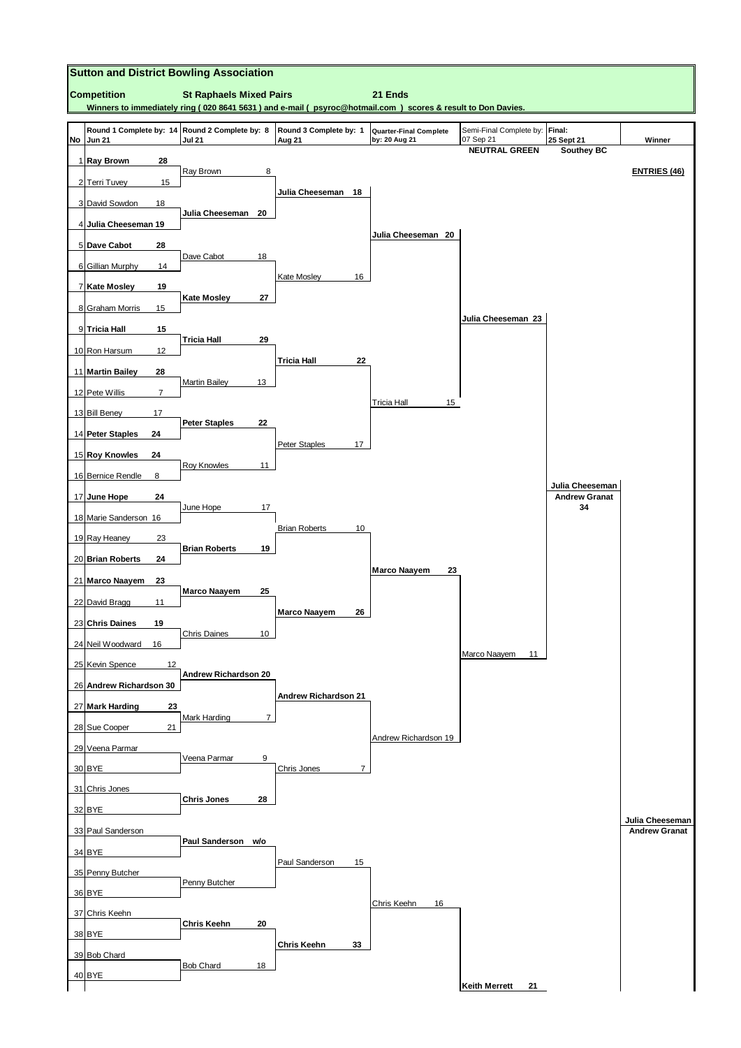## Sutton and District Bowling Association

**Competition** — **St Raphaels Mixed Pairs** — **21 Ends**

**Winners to immediately ring ( 020 8641 5631 ) and e-mail ( psyroc@hotmail.com ) scores & result to Don Davies.**

| No | Round 1 Complete by: 14 Jun 21 | Round 2 Complete by: 8 Jul 21 | Round 3 Complete by: 1 Aug 21 | Quarter-Final Complete by: 20 Aug 21 | Semi-Final Complete by: 07 Sep 21 NEUTRAL GREEN | Final: 25 Sept 21 Southey BC | Winner |
|---|---|---|---|---|---|---|---|
| 1 | **Ray Brown 28** | | | | | | **ENTRIES (46)** |
| | | Ray Brown 8 | | | | | |
| 2 | Terri Tuvey 15 | | | | | | |
| | | | **Julia Cheeseman 18** | | | | |
| 3 | David Sowdon 18 | | | | | | |
| | | **Julia Cheeseman 20** | | | | | |
| 4 | **Julia Cheeseman 19** | | | | | | |
| | | | | **Julia Cheeseman 20** | | | |
| 5 | **Dave Cabot 28** | | | | | | |
| | | Dave Cabot 18 | | | | | |
| 6 | Gillian Murphy 14 | | | | | | |
| | | | Kate Mosley 16 | | | | |
| 7 | **Kate Mosley 19** | | | | | | |
| | | **Kate Mosley 27** | | | | | |
| 8 | Graham Morris 15 | | | | | | |
| | | | | | **Julia Cheeseman 23** | | |
| 9 | **Tricia Hall 15** | | | | | | |
| | | **Tricia Hall 29** | | | | | |
| 10 | Ron Harsum 12 | | | | | | |
| | | | **Tricia Hall 22** | | | | |
| 11 | **Martin Bailey 28** | | | | | | |
| | | Martin Bailey 13 | | | | | |
| 12 | Pete Willis 7 | | | | | | |
| | | | | Tricia Hall 15 | | | |
| 13 | Bill Beney 17 | | | | | | |
| | | **Peter Staples 22** | | | | | |
| 14 | **Peter Staples 24** | | | | | | |
| | | | Peter Staples 17 | | | | |
| 15 | **Roy Knowles 24** | | | | | | |
| | | Roy Knowles 11 | | | | | |
| 16 | Bernice Rendle 8 | | | | | | |
| | | | | | | **Julia Cheeseman / Andrew Granat 34** | |
| 17 | **June Hope 24** | | | | | | |
| | | June Hope 17 | | | | | |
| 18 | Marie Sanderson 16 | | | | | | |
| | | | Brian Roberts 10 | | | | |
| 19 | Ray Heaney 23 | | | | | | |
| | | **Brian Roberts 19** | | | | | |
| 20 | **Brian Roberts 24** | | | | | | |
| | | | | **Marco Naayem 23** | | | |
| 21 | **Marco Naayem 23** | | | | | | |
| | | **Marco Naayem 25** | | | | | |
| 22 | David Bragg 11 | | | | | | |
| | | | **Marco Naayem 26** | | | | |
| 23 | **Chris Daines 19** | | | | | | |
| | | Chris Daines 10 | | | | | |
| 24 | Neil Woodward 16 | | | | | | |
| | | | | | Marco Naayem 11 | | |
| 25 | Kevin Spence 12 | | | | | | |
| | | **Andrew Richardson 20** | | | | | |
| 26 | **Andrew Richardson 30** | | | | | | |
| | | | **Andrew Richardson 21** | | | | |
| 27 | **Mark Harding 23** | | | | | | |
| | | Mark Harding 7 | | | | | |
| 28 | Sue Cooper 21 | | | | | | |
| | | | | Andrew Richardson 19 | | | |
| 29 | Veena Parmar | | | | | | |
| | | Veena Parmar 9 | | | | | |
| 30 | BYE | | | | | | |
| | | | Chris Jones 7 | | | | |
| 31 | Chris Jones | | | | | | |
| | | **Chris Jones 28** | | | | | |
| 32 | BYE | | | | | | |
| | | | | | | | **Julia Cheeseman / Andrew Granat** |
| 33 | Paul Sanderson | | | | | | |
| | | **Paul Sanderson w/o** | | | | | |
| 34 | BYE | | | | | | |
| | | | Paul Sanderson 15 | | | | |
| 35 | Penny Butcher | | | | | | |
| | | Penny Butcher | | | | | |
| 36 | BYE | | | | | | |
| | | | | Chris Keehn 16 | | | |
| 37 | Chris Keehn | | | | | | |
| | | **Chris Keehn 20** | | | | | |
| 38 | BYE | | | | | | |
| | | | **Chris Keehn 33** | | | | |
| 39 | Bob Chard | | | | | | |
| | | Bob Chard 18 | | | | | |
| 40 | BYE | | | | | | |
| | | | | | **Keith Merrett 21** | | |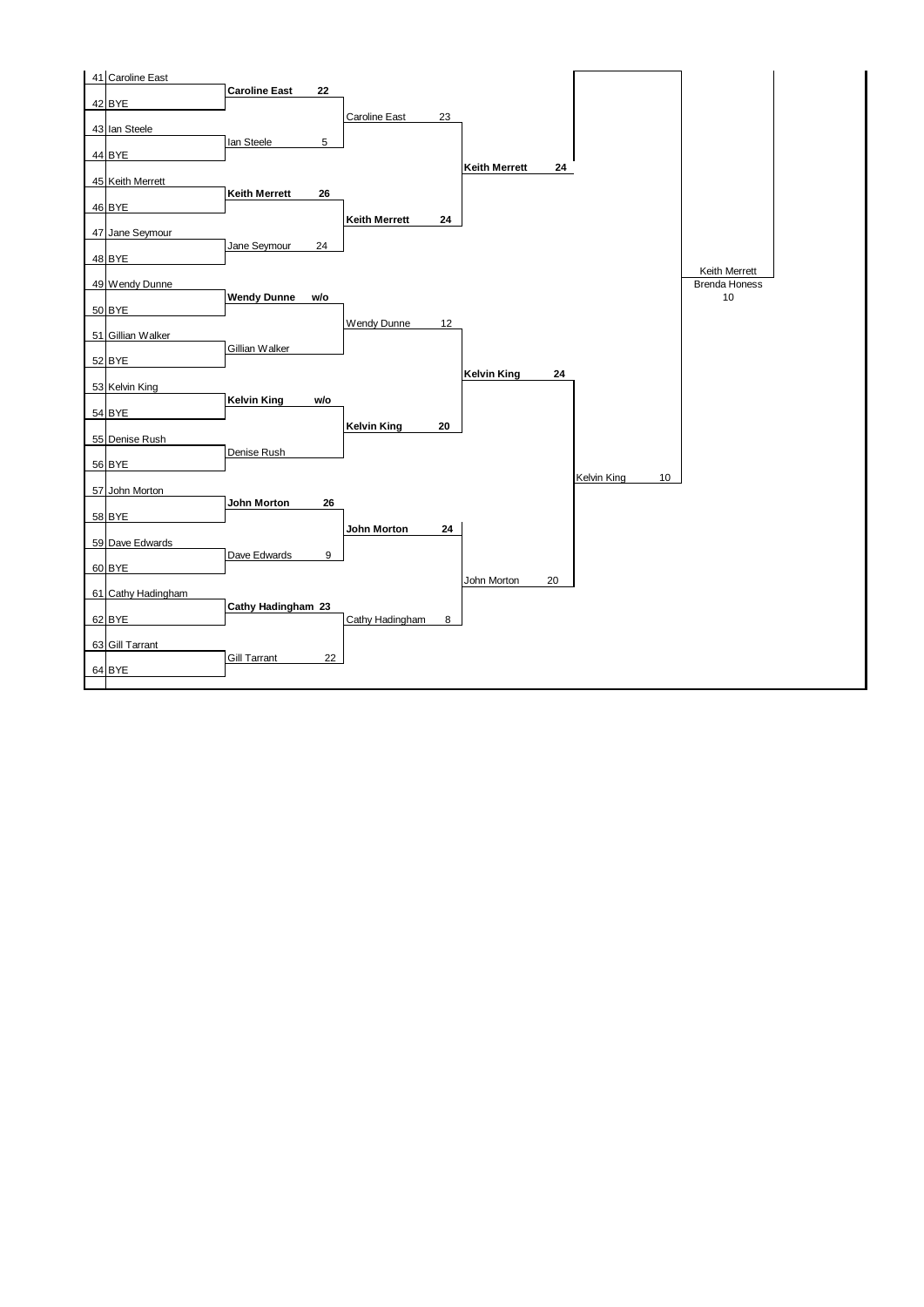41 Caroline East
42 BYE
43 Ian Steele
44 BYE
45 Keith Merrett
46 BYE
47 Jane Seymour
48 BYE
49 Wendy Dunne
50 BYE
51 Gillian Walker
52 BYE
53 Kelvin King
54 BYE
55 Denise Rush
56 BYE
57 John Morton
58 BYE
59 Dave Edwards
60 BYE
61 Cathy Hadingham
62 BYE
63 Gill Tarrant
64 BYE

**Caroline East 22**
Ian Steele 5
**Keith Merrett 26**
Jane Seymour 24
**Wendy Dunne w/o**
Gillian Walker
**Kelvin King w/o**
Denise Rush
**John Morton 26**
Dave Edwards 9
**Cathy Hadingham 23**
Gill Tarrant 22

Caroline East 23
**Keith Merrett 24**
Wendy Dunne 12
**Kelvin King 20**
**John Morton 24**
Cathy Hadingham 8

**Keith Merrett 24**
**Kelvin King 24**
John Morton 20

Kelvin King 10

Keith Merrett
Brenda Honess
10